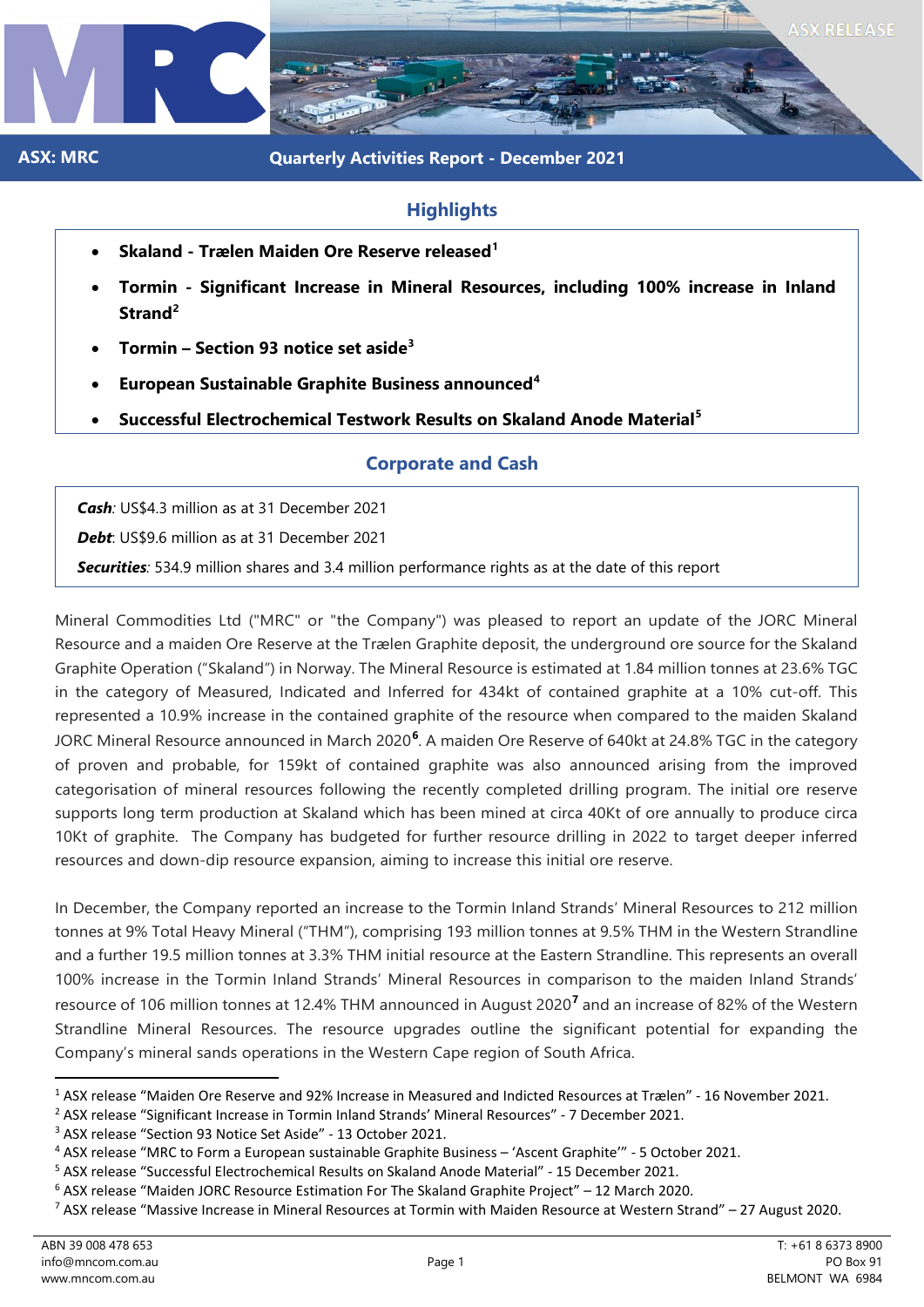ASX RELEASE

**ASX: MRC** **Quarterly Activities Report - December 2021**

## Highlights

- **Skaland - Trælen Maiden Ore Reserve released**[1]
- **Tormin - Significant Increase in Mineral Resources, including 100% increase in Inland Strand**[2]
- **Tormin – Section 93 notice set aside**[3]
- **European Sustainable Graphite Business announced**[4]
- **Successful Electrochemical Testwork Results on Skaland Anode Material**[5]

## Corporate and Cash

***Cash**:* US$4.3 million as at 31 December 2021

***Debt***: US$9.6 million as at 31 December 2021

***Securities**:* 534.9 million shares and 3.4 million performance rights as at the date of this report

Mineral Commodities Ltd ("MRC" or "the Company") was pleased to report an update of the JORC Mineral Resource and a maiden Ore Reserve at the Trælen Graphite deposit, the underground ore source for the Skaland Graphite Operation ("Skaland") in Norway. The Mineral Resource is estimated at 1.84 million tonnes at 23.6% TGC in the category of Measured, Indicated and Inferred for 434kt of contained graphite at a 10% cut-off. This represented a 10.9% increase in the contained graphite of the resource when compared to the maiden Skaland JORC Mineral Resource announced in March 2020[6]. A maiden Ore Reserve of 640kt at 24.8% TGC in the category of proven and probable, for 159kt of contained graphite was also announced arising from the improved categorisation of mineral resources following the recently completed drilling program. The initial ore reserve supports long term production at Skaland which has been mined at circa 40Kt of ore annually to produce circa 10Kt of graphite. The Company has budgeted for further resource drilling in 2022 to target deeper inferred resources and down-dip resource expansion, aiming to increase this initial ore reserve.

In December, the Company reported an increase to the Tormin Inland Strands' Mineral Resources to 212 million tonnes at 9% Total Heavy Mineral ("THM"), comprising 193 million tonnes at 9.5% THM in the Western Strandline and a further 19.5 million tonnes at 3.3% THM initial resource at the Eastern Strandline. This represents an overall 100% increase in the Tormin Inland Strands' Mineral Resources in comparison to the maiden Inland Strands' resource of 106 million tonnes at 12.4% THM announced in August 2020[7] and an increase of 82% of the Western Strandline Mineral Resources. The resource upgrades outline the significant potential for expanding the Company's mineral sands operations in the Western Cape region of South Africa.

---

[1] ASX release "Maiden Ore Reserve and 92% Increase in Measured and Indicted Resources at Trælen" - 16 November 2021.

[2] ASX release "Significant Increase in Tormin Inland Strands' Mineral Resources" - 7 December 2021.

[3] ASX release "Section 93 Notice Set Aside" - 13 October 2021.

[4] ASX release "MRC to Form a European sustainable Graphite Business – 'Ascent Graphite'" - 5 October 2021.

[5] ASX release "Successful Electrochemical Results on Skaland Anode Material" - 15 December 2021.

[6] ASX release "Maiden JORC Resource Estimation For The Skaland Graphite Project" – 12 March 2020.

[7] ASX release "Massive Increase in Mineral Resources at Tormin with Maiden Resource at Western Strand" – 27 August 2020.

ABN 39 008 478 653
info@mncom.com.au
www.mncom.com.au

T: +61 8 6373 8900
PO Box 91
BELMONT WA 6984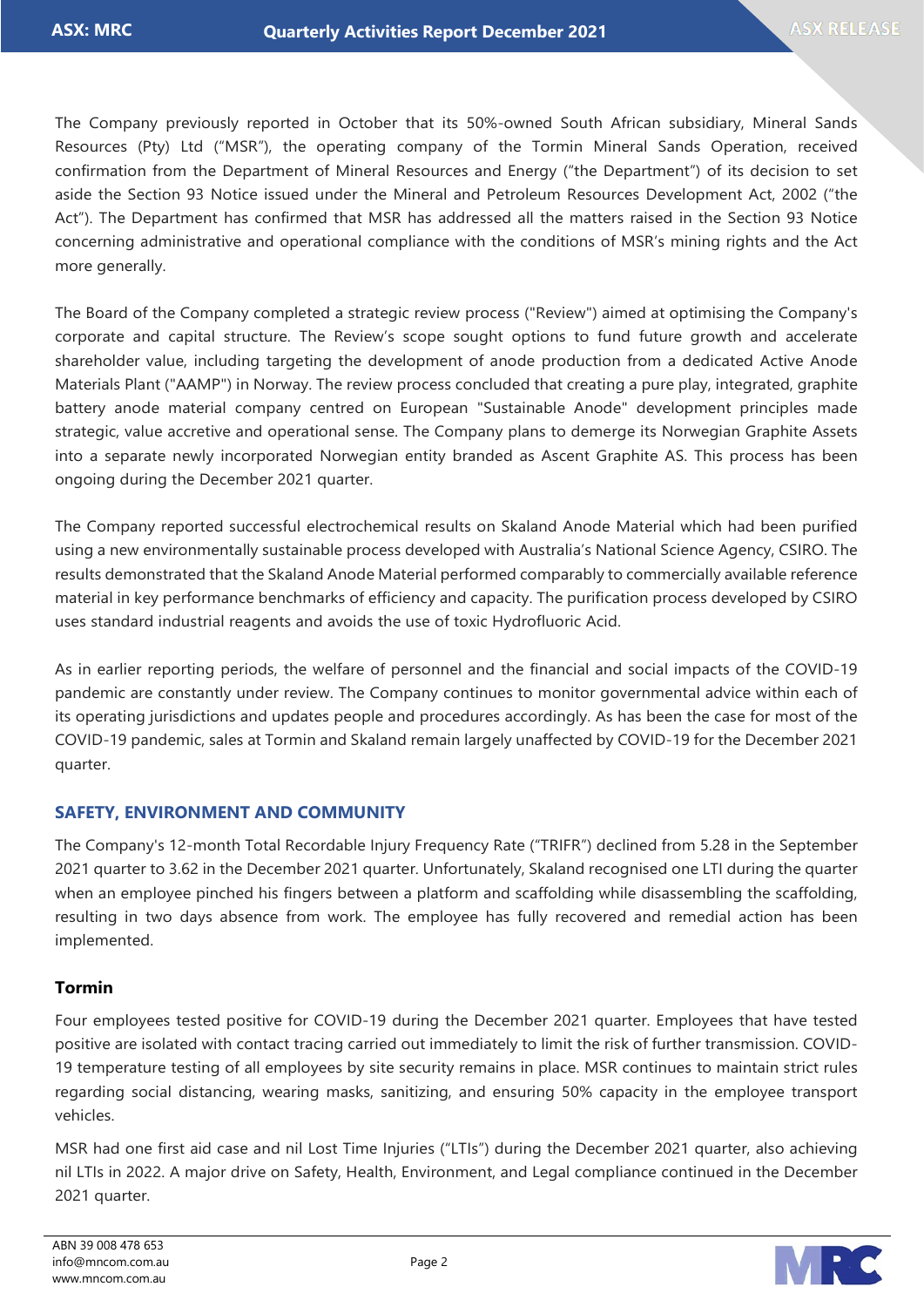The Company previously reported in October that its 50%-owned South African subsidiary, Mineral Sands Resources (Pty) Ltd ("MSR"), the operating company of the Tormin Mineral Sands Operation, received confirmation from the Department of Mineral Resources and Energy ("the Department") of its decision to set aside the Section 93 Notice issued under the Mineral and Petroleum Resources Development Act, 2002 ("the Act"). The Department has confirmed that MSR has addressed all the matters raised in the Section 93 Notice concerning administrative and operational compliance with the conditions of MSR's mining rights and the Act more generally.

The Board of the Company completed a strategic review process ("Review") aimed at optimising the Company's corporate and capital structure. The Review's scope sought options to fund future growth and accelerate shareholder value, including targeting the development of anode production from a dedicated Active Anode Materials Plant ("AAMP") in Norway. The review process concluded that creating a pure play, integrated, graphite battery anode material company centred on European "Sustainable Anode" development principles made strategic, value accretive and operational sense. The Company plans to demerge its Norwegian Graphite Assets into a separate newly incorporated Norwegian entity branded as Ascent Graphite AS. This process has been ongoing during the December 2021 quarter.

The Company reported successful electrochemical results on Skaland Anode Material which had been purified using a new environmentally sustainable process developed with Australia's National Science Agency, CSIRO. The results demonstrated that the Skaland Anode Material performed comparably to commercially available reference material in key performance benchmarks of efficiency and capacity. The purification process developed by CSIRO uses standard industrial reagents and avoids the use of toxic Hydrofluoric Acid.

As in earlier reporting periods, the welfare of personnel and the financial and social impacts of the COVID-19 pandemic are constantly under review. The Company continues to monitor governmental advice within each of its operating jurisdictions and updates people and procedures accordingly. As has been the case for most of the COVID-19 pandemic, sales at Tormin and Skaland remain largely unaffected by COVID-19 for the December 2021 quarter.

## SAFETY, ENVIRONMENT AND COMMUNITY

The Company's 12-month Total Recordable Injury Frequency Rate ("TRIFR") declined from 5.28 in the September 2021 quarter to 3.62 in the December 2021 quarter. Unfortunately, Skaland recognised one LTI during the quarter when an employee pinched his fingers between a platform and scaffolding while disassembling the scaffolding, resulting in two days absence from work. The employee has fully recovered and remedial action has been implemented.

### Tormin

Four employees tested positive for COVID-19 during the December 2021 quarter. Employees that have tested positive are isolated with contact tracing carried out immediately to limit the risk of further transmission. COVID-19 temperature testing of all employees by site security remains in place. MSR continues to maintain strict rules regarding social distancing, wearing masks, sanitizing, and ensuring 50% capacity in the employee transport vehicles.

MSR had one first aid case and nil Lost Time Injuries ("LTIs") during the December 2021 quarter, also achieving nil LTIs in 2022. A major drive on Safety, Health, Environment, and Legal compliance continued in the December 2021 quarter.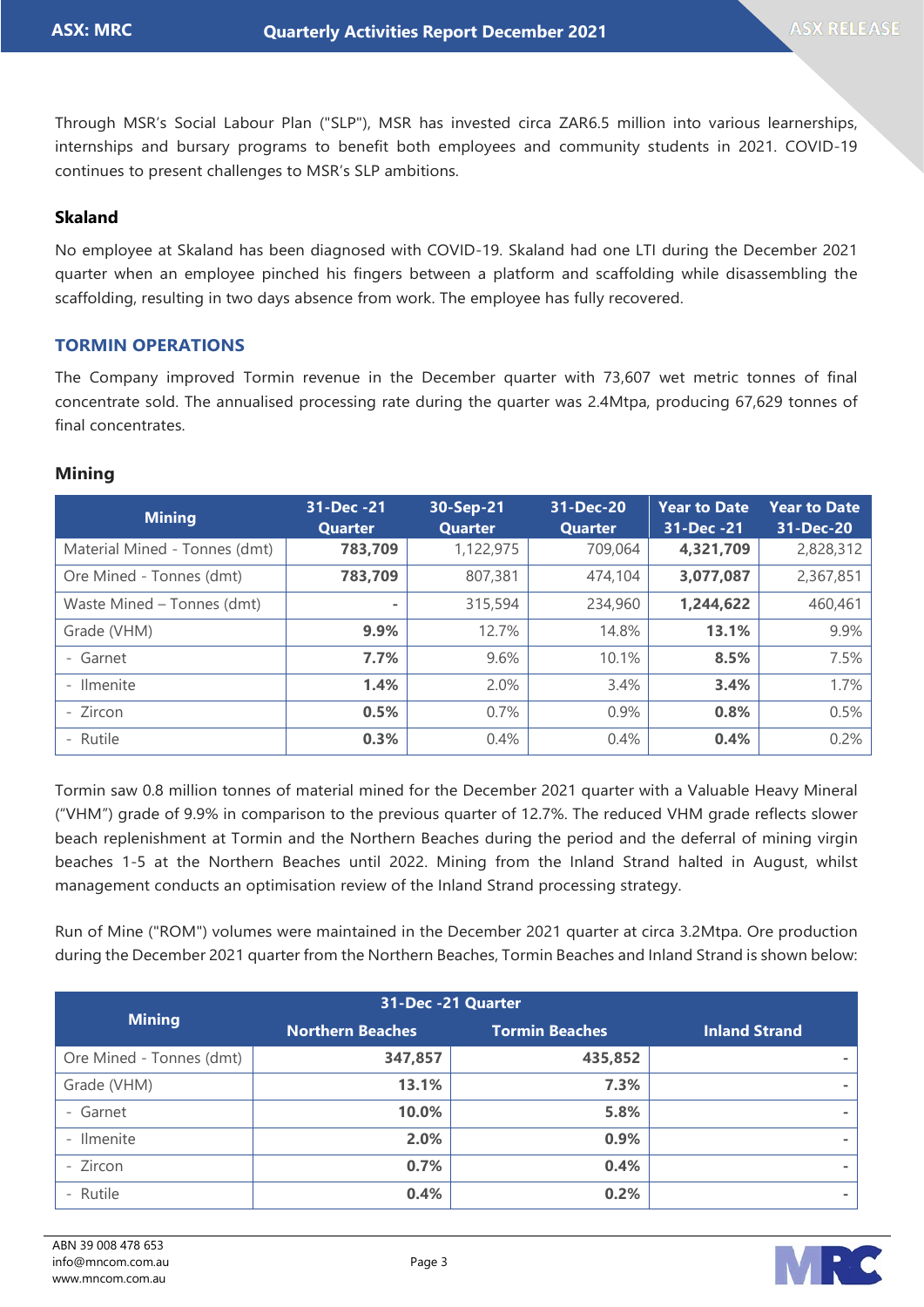Through MSR's Social Labour Plan ("SLP"), MSR has invested circa ZAR6.5 million into various learnerships, internships and bursary programs to benefit both employees and community students in 2021. COVID-19 continues to present challenges to MSR's SLP ambitions.

### Skaland

No employee at Skaland has been diagnosed with COVID-19. Skaland had one LTI during the December 2021 quarter when an employee pinched his fingers between a platform and scaffolding while disassembling the scaffolding, resulting in two days absence from work. The employee has fully recovered.

## TORMIN OPERATIONS

The Company improved Tormin revenue in the December quarter with 73,607 wet metric tonnes of final concentrate sold. The annualised processing rate during the quarter was 2.4Mtpa, producing 67,629 tonnes of final concentrates.

### Mining

| Mining | 31-Dec -21 Quarter | 30-Sep-21 Quarter | 31-Dec-20 Quarter | Year to Date 31-Dec -21 | Year to Date 31-Dec-20 |
|---|---|---|---|---|---|
| Material Mined - Tonnes (dmt) | **783,709** | 1,122,975 | 709,064 | **4,321,709** | 2,828,312 |
| Ore Mined - Tonnes (dmt) | **783,709** | 807,381 | 474,104 | **3,077,087** | 2,367,851 |
| Waste Mined – Tonnes (dmt) | **-** | 315,594 | 234,960 | **1,244,622** | 460,461 |
| Grade (VHM) | **9.9%** | 12.7% | 14.8% | **13.1%** | 9.9% |
| - Garnet | **7.7%** | 9.6% | 10.1% | **8.5%** | 7.5% |
| - Ilmenite | **1.4%** | 2.0% | 3.4% | **3.4%** | 1.7% |
| - Zircon | **0.5%** | 0.7% | 0.9% | **0.8%** | 0.5% |
| - Rutile | **0.3%** | 0.4% | 0.4% | **0.4%** | 0.2% |

Tormin saw 0.8 million tonnes of material mined for the December 2021 quarter with a Valuable Heavy Mineral ("VHM") grade of 9.9% in comparison to the previous quarter of 12.7%. The reduced VHM grade reflects slower beach replenishment at Tormin and the Northern Beaches during the period and the deferral of mining virgin beaches 1-5 at the Northern Beaches until 2022. Mining from the Inland Strand halted in August, whilst management conducts an optimisation review of the Inland Strand processing strategy.

Run of Mine ("ROM") volumes were maintained in the December 2021 quarter at circa 3.2Mtpa. Ore production during the December 2021 quarter from the Northern Beaches, Tormin Beaches and Inland Strand is shown below:

| Mining | 31-Dec -21 Quarter | | |
|---|---|---|---|
| | Northern Beaches | Tormin Beaches | Inland Strand |
| Ore Mined - Tonnes (dmt) | **347,857** | **435,852** | **-** |
| Grade (VHM) | **13.1%** | **7.3%** | **-** |
| - Garnet | **10.0%** | **5.8%** | **-** |
| - Ilmenite | **2.0%** | **0.9%** | **-** |
| - Zircon | **0.7%** | **0.4%** | **-** |
| - Rutile | **0.4%** | **0.2%** | **-** |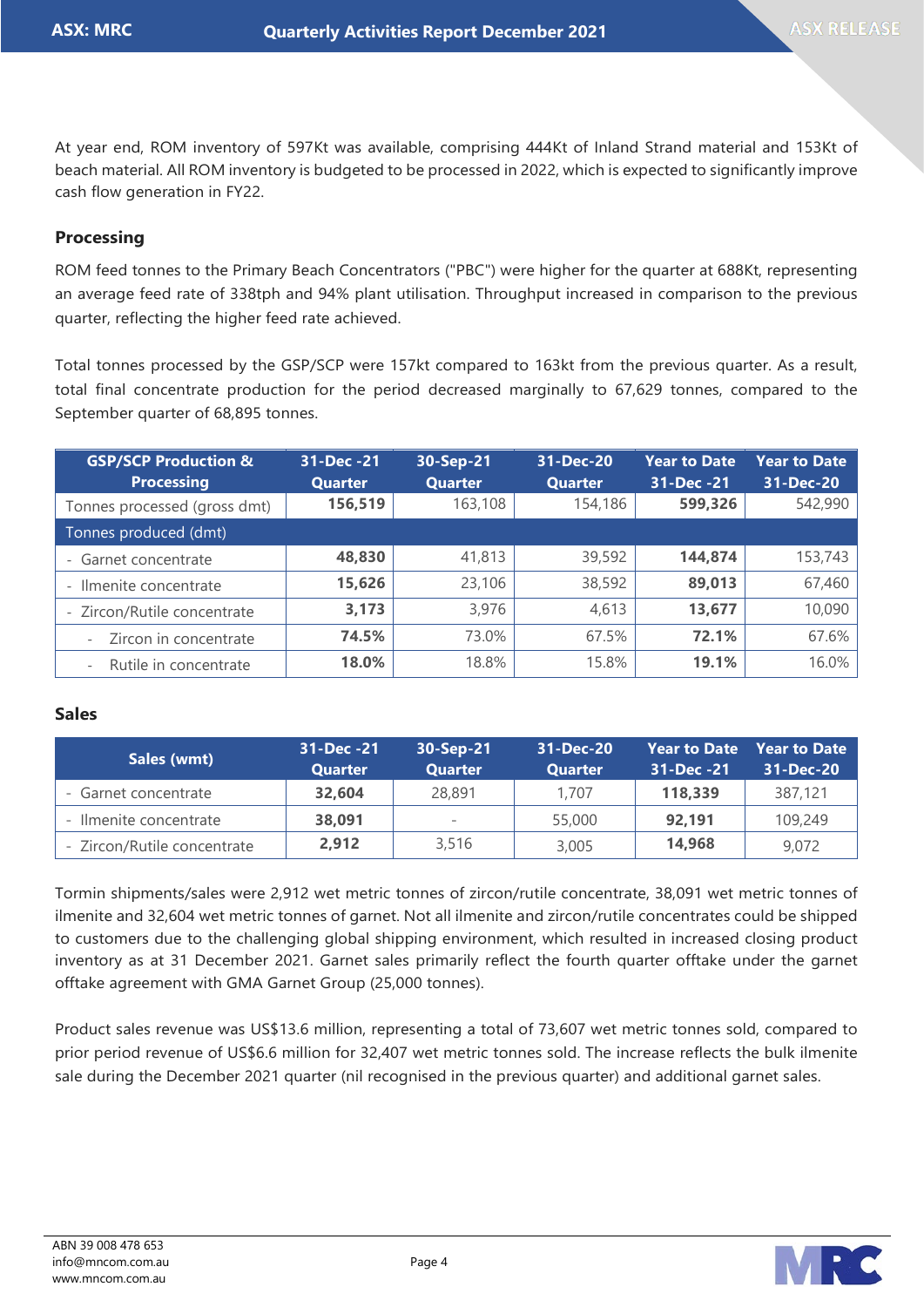At year end, ROM inventory of 597Kt was available, comprising 444Kt of Inland Strand material and 153Kt of beach material. All ROM inventory is budgeted to be processed in 2022, which is expected to significantly improve cash flow generation in FY22.

### Processing

ROM feed tonnes to the Primary Beach Concentrators ("PBC") were higher for the quarter at 688Kt, representing an average feed rate of 338tph and 94% plant utilisation. Throughput increased in comparison to the previous quarter, reflecting the higher feed rate achieved.

Total tonnes processed by the GSP/SCP were 157kt compared to 163kt from the previous quarter. As a result, total final concentrate production for the period decreased marginally to 67,629 tonnes, compared to the September quarter of 68,895 tonnes.

| GSP/SCP Production & Processing | 31-Dec -21 Quarter | 30-Sep-21 Quarter | 31-Dec-20 Quarter | Year to Date 31-Dec -21 | Year to Date 31-Dec-20 |
|---|---|---|---|---|---|
| Tonnes processed (gross dmt) | **156,519** | 163,108 | 154,186 | **599,326** | 542,990 |
| Tonnes produced (dmt) | | | | | |
| - Garnet concentrate | **48,830** | 41,813 | 39,592 | **144,874** | 153,743 |
| - Ilmenite concentrate | **15,626** | 23,106 | 38,592 | **89,013** | 67,460 |
| - Zircon/Rutile concentrate | **3,173** | 3,976 | 4,613 | **13,677** | 10,090 |
| - Zircon in concentrate | **74.5%** | 73.0% | 67.5% | **72.1%** | 67.6% |
| - Rutile in concentrate | **18.0%** | 18.8% | 15.8% | **19.1%** | 16.0% |

### Sales

| Sales (wmt) | 31-Dec -21 Quarter | 30-Sep-21 Quarter | 31-Dec-20 Quarter | Year to Date 31-Dec -21 | Year to Date 31-Dec-20 |
|---|---|---|---|---|---|
| - Garnet concentrate | **32,604** | 28,891 | 1,707 | **118,339** | 387,121 |
| - Ilmenite concentrate | **38,091** | - | 55,000 | **92,191** | 109,249 |
| - Zircon/Rutile concentrate | **2,912** | 3,516 | 3,005 | **14,968** | 9,072 |

Tormin shipments/sales were 2,912 wet metric tonnes of zircon/rutile concentrate, 38,091 wet metric tonnes of ilmenite and 32,604 wet metric tonnes of garnet. Not all ilmenite and zircon/rutile concentrates could be shipped to customers due to the challenging global shipping environment, which resulted in increased closing product inventory as at 31 December 2021. Garnet sales primarily reflect the fourth quarter offtake under the garnet offtake agreement with GMA Garnet Group (25,000 tonnes).

Product sales revenue was US$13.6 million, representing a total of 73,607 wet metric tonnes sold, compared to prior period revenue of US$6.6 million for 32,407 wet metric tonnes sold. The increase reflects the bulk ilmenite sale during the December 2021 quarter (nil recognised in the previous quarter) and additional garnet sales.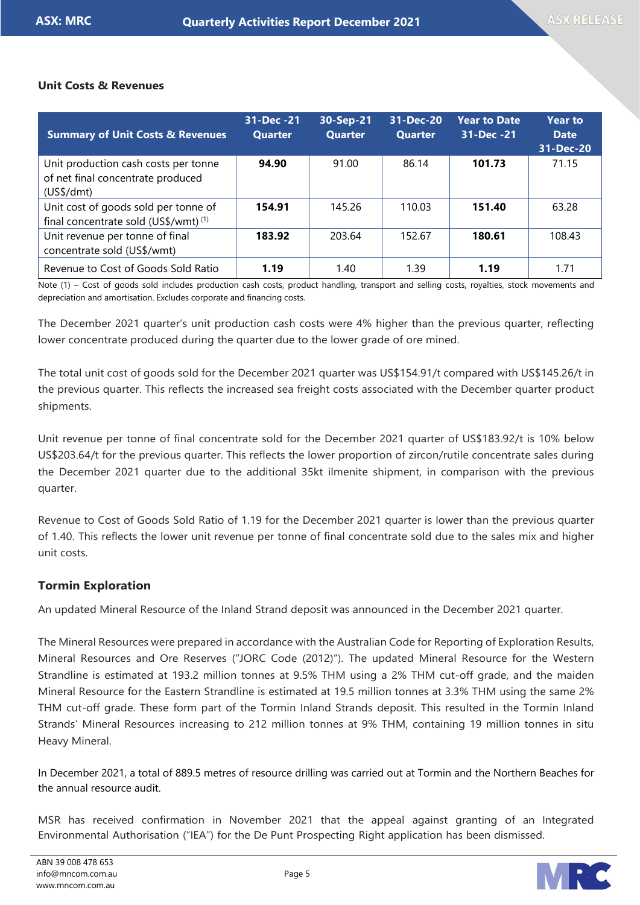### Unit Costs & Revenues

| Summary of Unit Costs & Revenues | 31-Dec -21 Quarter | 30-Sep-21 Quarter | 31-Dec-20 Quarter | Year to Date 31-Dec -21 | Year to Date 31-Dec-20 |
|---|---|---|---|---|---|
| Unit production cash costs per tonne of net final concentrate produced (US$/dmt) | **94.90** | 91.00 | 86.14 | **101.73** | 71.15 |
| Unit cost of goods sold per tonne of final concentrate sold (US$/wmt) (1) | **154.91** | 145.26 | 110.03 | **151.40** | 63.28 |
| Unit revenue per tonne of final concentrate sold (US$/wmt) | **183.92** | 203.64 | 152.67 | **180.61** | 108.43 |
| Revenue to Cost of Goods Sold Ratio | **1.19** | 1.40 | 1.39 | **1.19** | 1.71 |

Note (1) – Cost of goods sold includes production cash costs, product handling, transport and selling costs, royalties, stock movements and depreciation and amortisation. Excludes corporate and financing costs.

The December 2021 quarter's unit production cash costs were 4% higher than the previous quarter, reflecting lower concentrate produced during the quarter due to the lower grade of ore mined.

The total unit cost of goods sold for the December 2021 quarter was US$154.91/t compared with US$145.26/t in the previous quarter. This reflects the increased sea freight costs associated with the December quarter product shipments.

Unit revenue per tonne of final concentrate sold for the December 2021 quarter of US$183.92/t is 10% below US$203.64/t for the previous quarter. This reflects the lower proportion of zircon/rutile concentrate sales during the December 2021 quarter due to the additional 35kt ilmenite shipment, in comparison with the previous quarter.

Revenue to Cost of Goods Sold Ratio of 1.19 for the December 2021 quarter is lower than the previous quarter of 1.40. This reflects the lower unit revenue per tonne of final concentrate sold due to the sales mix and higher unit costs.

## Tormin Exploration

An updated Mineral Resource of the Inland Strand deposit was announced in the December 2021 quarter.

The Mineral Resources were prepared in accordance with the Australian Code for Reporting of Exploration Results, Mineral Resources and Ore Reserves ("JORC Code (2012)"). The updated Mineral Resource for the Western Strandline is estimated at 193.2 million tonnes at 9.5% THM using a 2% THM cut-off grade, and the maiden Mineral Resource for the Eastern Strandline is estimated at 19.5 million tonnes at 3.3% THM using the same 2% THM cut-off grade. These form part of the Tormin Inland Strands deposit. This resulted in the Tormin Inland Strands' Mineral Resources increasing to 212 million tonnes at 9% THM, containing 19 million tonnes in situ Heavy Mineral.

In December 2021, a total of 889.5 metres of resource drilling was carried out at Tormin and the Northern Beaches for the annual resource audit.

MSR has received confirmation in November 2021 that the appeal against granting of an Integrated Environmental Authorisation ("IEA") for the De Punt Prospecting Right application has been dismissed.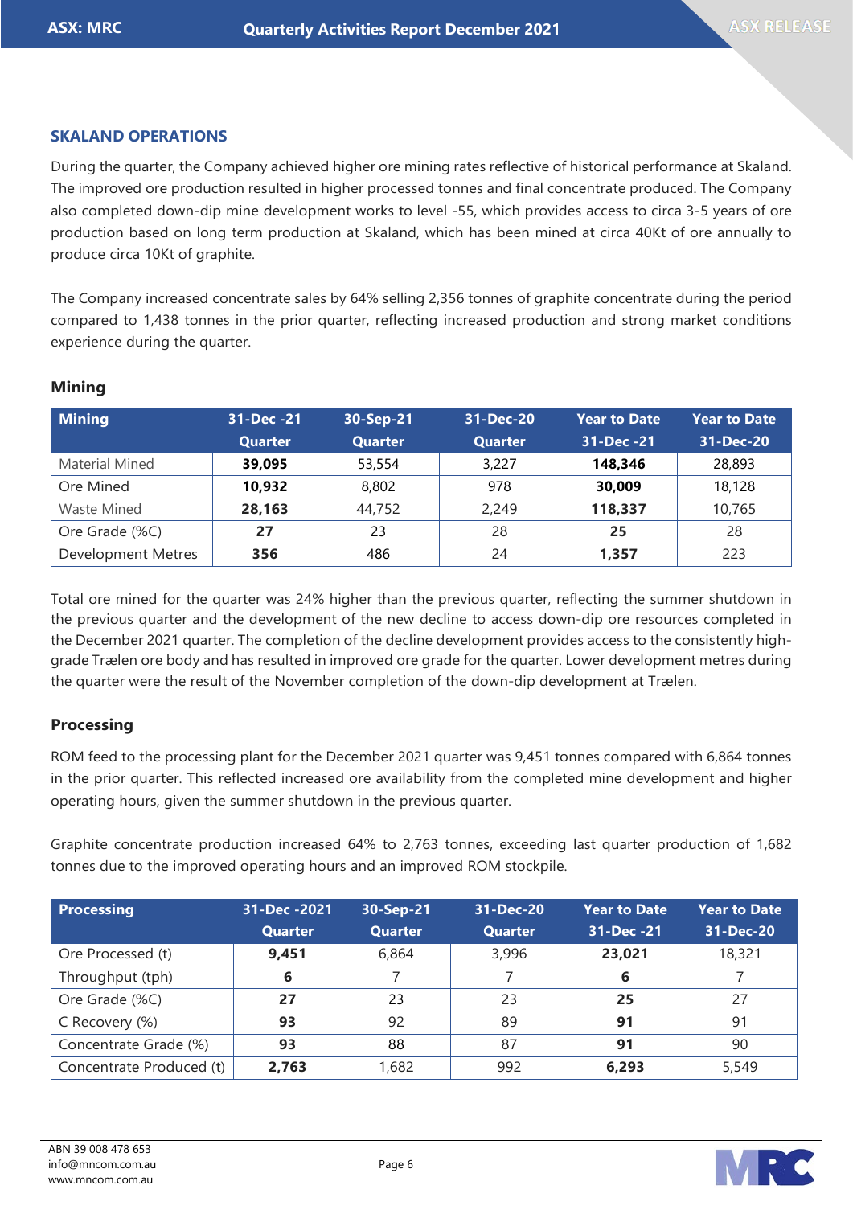## SKALAND OPERATIONS

During the quarter, the Company achieved higher ore mining rates reflective of historical performance at Skaland. The improved ore production resulted in higher processed tonnes and final concentrate produced. The Company also completed down-dip mine development works to level -55, which provides access to circa 3-5 years of ore production based on long term production at Skaland, which has been mined at circa 40Kt of ore annually to produce circa 10Kt of graphite.

The Company increased concentrate sales by 64% selling 2,356 tonnes of graphite concentrate during the period compared to 1,438 tonnes in the prior quarter, reflecting increased production and strong market conditions experience during the quarter.

### Mining

| Mining | 31-Dec -21 Quarter | 30-Sep-21 Quarter | 31-Dec-20 Quarter | Year to Date 31-Dec -21 | Year to Date 31-Dec-20 |
|---|---|---|---|---|---|
| Material Mined | **39,095** | 53,554 | 3,227 | **148,346** | 28,893 |
| Ore Mined | **10,932** | 8,802 | 978 | **30,009** | 18,128 |
| Waste Mined | **28,163** | 44,752 | 2,249 | **118,337** | 10,765 |
| Ore Grade (%C) | **27** | 23 | 28 | **25** | 28 |
| Development Metres | **356** | 486 | 24 | **1,357** | 223 |

Total ore mined for the quarter was 24% higher than the previous quarter, reflecting the summer shutdown in the previous quarter and the development of the new decline to access down-dip ore resources completed in the December 2021 quarter. The completion of the decline development provides access to the consistently high-grade Trælen ore body and has resulted in improved ore grade for the quarter. Lower development metres during the quarter were the result of the November completion of the down-dip development at Trælen.

### Processing

ROM feed to the processing plant for the December 2021 quarter was 9,451 tonnes compared with 6,864 tonnes in the prior quarter. This reflected increased ore availability from the completed mine development and higher operating hours, given the summer shutdown in the previous quarter.

Graphite concentrate production increased 64% to 2,763 tonnes, exceeding last quarter production of 1,682 tonnes due to the improved operating hours and an improved ROM stockpile.

| Processing | 31-Dec -2021 Quarter | 30-Sep-21 Quarter | 31-Dec-20 Quarter | Year to Date 31-Dec -21 | Year to Date 31-Dec-20 |
|---|---|---|---|---|---|
| Ore Processed (t) | **9,451** | 6,864 | 3,996 | **23,021** | 18,321 |
| Throughput (tph) | **6** | 7 | 7 | **6** | 7 |
| Ore Grade (%C) | **27** | 23 | 23 | **25** | 27 |
| C Recovery (%) | **93** | 92 | 89 | **91** | 91 |
| Concentrate Grade (%) | **93** | 88 | 87 | **91** | 90 |
| Concentrate Produced (t) | **2,763** | 1,682 | 992 | **6,293** | 5,549 |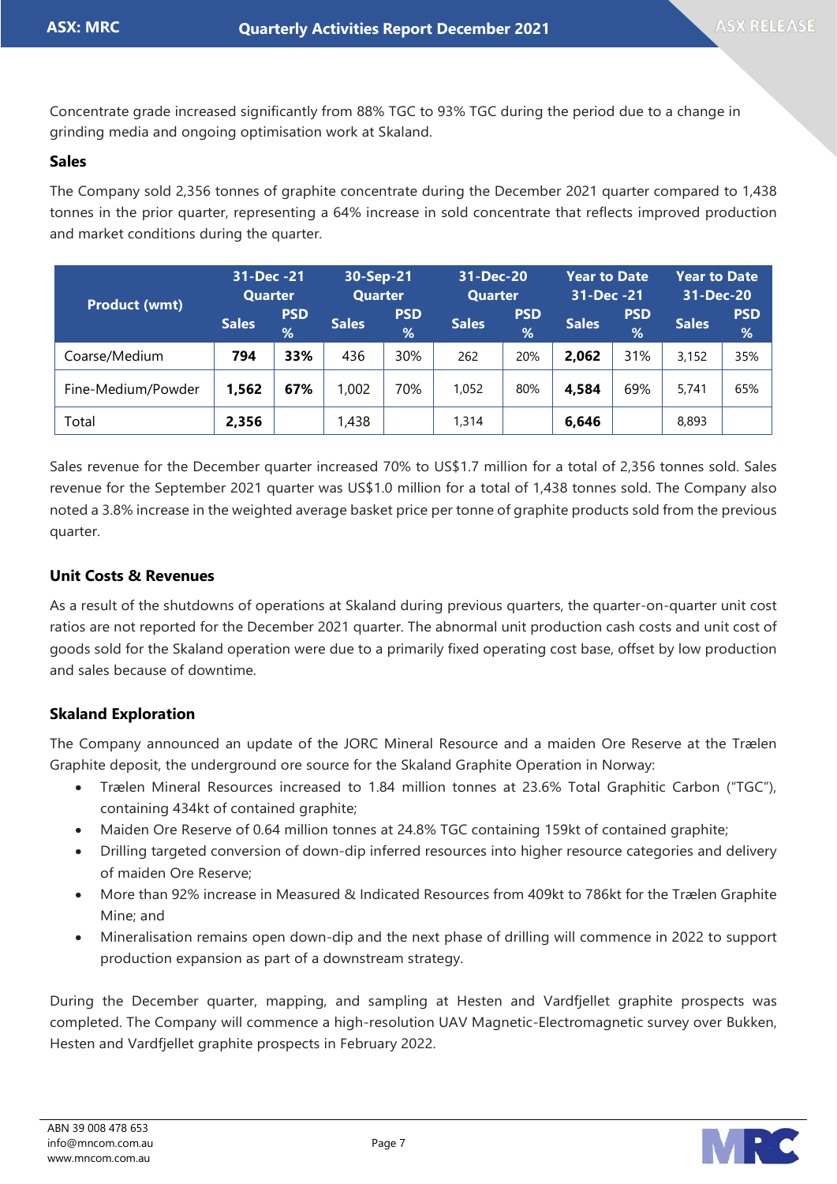Concentrate grade increased significantly from 88% TGC to 93% TGC during the period due to a change in grinding media and ongoing optimisation work at Skaland.

### Sales

The Company sold 2,356 tonnes of graphite concentrate during the December 2021 quarter compared to 1,438 tonnes in the prior quarter, representing a 64% increase in sold concentrate that reflects improved production and market conditions during the quarter.

| Product (wmt) | 31-Dec -21 Quarter | | 30-Sep-21 Quarter | | 31-Dec-20 Quarter | | Year to Date 31-Dec -21 | | Year to Date 31-Dec-20 | |
|---|---|---|---|---|---|---|---|---|---|---|
| | Sales | PSD % | Sales | PSD % | Sales | PSD % | Sales | PSD % | Sales | PSD % |
| Coarse/Medium | **794** | **33%** | 436 | 30% | 262 | 20% | **2,062** | 31% | 3,152 | 35% |
| Fine-Medium/Powder | **1,562** | **67%** | 1,002 | 70% | 1,052 | 80% | **4,584** | 69% | 5,741 | 65% |
| Total | **2,356** | | 1,438 | | 1,314 | | **6,646** | | 8,893 | |

Sales revenue for the December quarter increased 70% to US$1.7 million for a total of 2,356 tonnes sold. Sales revenue for the September 2021 quarter was US$1.0 million for a total of 1,438 tonnes sold. The Company also noted a 3.8% increase in the weighted average basket price per tonne of graphite products sold from the previous quarter.

### Unit Costs & Revenues

As a result of the shutdowns of operations at Skaland during previous quarters, the quarter-on-quarter unit cost ratios are not reported for the December 2021 quarter. The abnormal unit production cash costs and unit cost of goods sold for the Skaland operation were due to a primarily fixed operating cost base, offset by low production and sales because of downtime.

### Skaland Exploration

The Company announced an update of the JORC Mineral Resource and a maiden Ore Reserve at the Trælen Graphite deposit, the underground ore source for the Skaland Graphite Operation in Norway:

- Trælen Mineral Resources increased to 1.84 million tonnes at 23.6% Total Graphitic Carbon ("TGC"), containing 434kt of contained graphite;
- Maiden Ore Reserve of 0.64 million tonnes at 24.8% TGC containing 159kt of contained graphite;
- Drilling targeted conversion of down-dip inferred resources into higher resource categories and delivery of maiden Ore Reserve;
- More than 92% increase in Measured & Indicated Resources from 409kt to 786kt for the Trælen Graphite Mine; and
- Mineralisation remains open down-dip and the next phase of drilling will commence in 2022 to support production expansion as part of a downstream strategy.

During the December quarter, mapping, and sampling at Hesten and Vardfjellet graphite prospects was completed. The Company will commence a high-resolution UAV Magnetic-Electromagnetic survey over Bukken, Hesten and Vardfjellet graphite prospects in February 2022.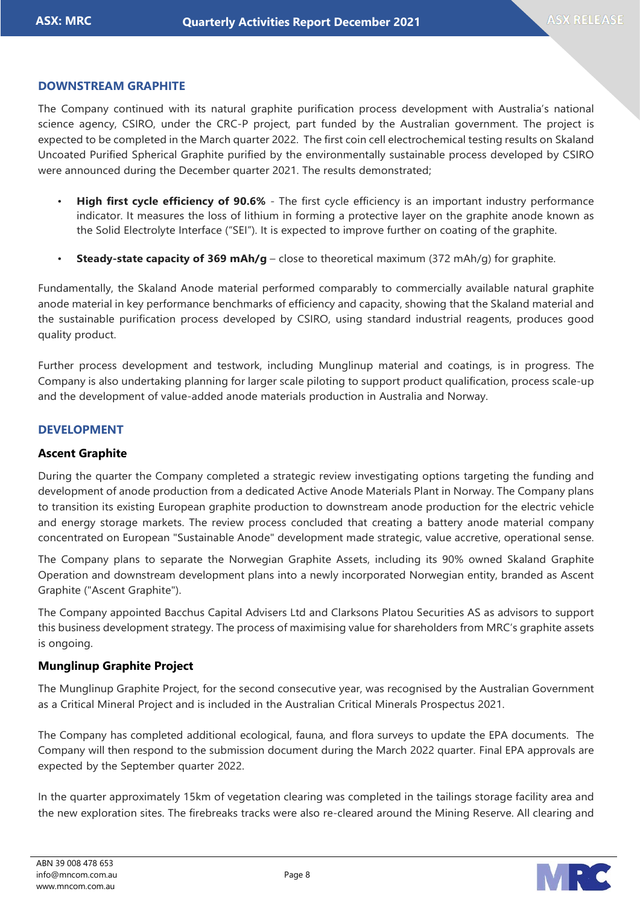## DOWNSTREAM GRAPHITE

The Company continued with its natural graphite purification process development with Australia's national science agency, CSIRO, under the CRC-P project, part funded by the Australian government. The project is expected to be completed in the March quarter 2022. The first coin cell electrochemical testing results on Skaland Uncoated Purified Spherical Graphite purified by the environmentally sustainable process developed by CSIRO were announced during the December quarter 2021. The results demonstrated;

- **High first cycle efficiency of 90.6%** - The first cycle efficiency is an important industry performance indicator. It measures the loss of lithium in forming a protective layer on the graphite anode known as the Solid Electrolyte Interface ("SEI"). It is expected to improve further on coating of the graphite.
- **Steady-state capacity of 369 mAh/g** – close to theoretical maximum (372 mAh/g) for graphite.

Fundamentally, the Skaland Anode material performed comparably to commercially available natural graphite anode material in key performance benchmarks of efficiency and capacity, showing that the Skaland material and the sustainable purification process developed by CSIRO, using standard industrial reagents, produces good quality product.

Further process development and testwork, including Munglinup material and coatings, is in progress. The Company is also undertaking planning for larger scale piloting to support product qualification, process scale-up and the development of value-added anode materials production in Australia and Norway.

## DEVELOPMENT

### Ascent Graphite

During the quarter the Company completed a strategic review investigating options targeting the funding and development of anode production from a dedicated Active Anode Materials Plant in Norway. The Company plans to transition its existing European graphite production to downstream anode production for the electric vehicle and energy storage markets. The review process concluded that creating a battery anode material company concentrated on European "Sustainable Anode" development made strategic, value accretive, operational sense.

The Company plans to separate the Norwegian Graphite Assets, including its 90% owned Skaland Graphite Operation and downstream development plans into a newly incorporated Norwegian entity, branded as Ascent Graphite ("Ascent Graphite").

The Company appointed Bacchus Capital Advisers Ltd and Clarksons Platou Securities AS as advisors to support this business development strategy. The process of maximising value for shareholders from MRC's graphite assets is ongoing.

### Munglinup Graphite Project

The Munglinup Graphite Project, for the second consecutive year, was recognised by the Australian Government as a Critical Mineral Project and is included in the Australian Critical Minerals Prospectus 2021.

The Company has completed additional ecological, fauna, and flora surveys to update the EPA documents. The Company will then respond to the submission document during the March 2022 quarter. Final EPA approvals are expected by the September quarter 2022.

In the quarter approximately 15km of vegetation clearing was completed in the tailings storage facility area and the new exploration sites. The firebreaks tracks were also re-cleared around the Mining Reserve. All clearing and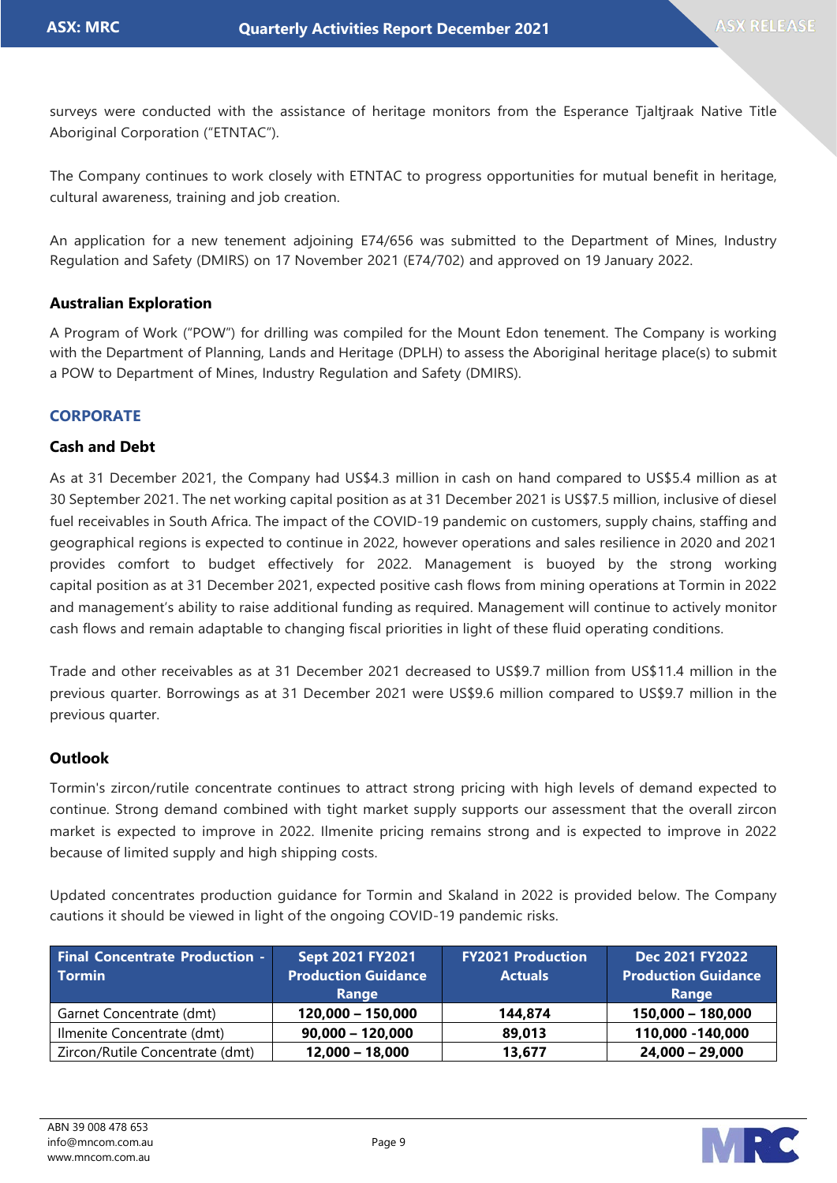surveys were conducted with the assistance of heritage monitors from the Esperance Tjaltjraak Native Title Aboriginal Corporation ("ETNTAC").

The Company continues to work closely with ETNTAC to progress opportunities for mutual benefit in heritage, cultural awareness, training and job creation.

An application for a new tenement adjoining E74/656 was submitted to the Department of Mines, Industry Regulation and Safety (DMIRS) on 17 November 2021 (E74/702) and approved on 19 January 2022.

### Australian Exploration

A Program of Work ("POW") for drilling was compiled for the Mount Edon tenement. The Company is working with the Department of Planning, Lands and Heritage (DPLH) to assess the Aboriginal heritage place(s) to submit a POW to Department of Mines, Industry Regulation and Safety (DMIRS).

## CORPORATE

### Cash and Debt

As at 31 December 2021, the Company had US$4.3 million in cash on hand compared to US$5.4 million as at 30 September 2021. The net working capital position as at 31 December 2021 is US$7.5 million, inclusive of diesel fuel receivables in South Africa. The impact of the COVID-19 pandemic on customers, supply chains, staffing and geographical regions is expected to continue in 2022, however operations and sales resilience in 2020 and 2021 provides comfort to budget effectively for 2022. Management is buoyed by the strong working capital position as at 31 December 2021, expected positive cash flows from mining operations at Tormin in 2022 and management's ability to raise additional funding as required. Management will continue to actively monitor cash flows and remain adaptable to changing fiscal priorities in light of these fluid operating conditions.

Trade and other receivables as at 31 December 2021 decreased to US$9.7 million from US$11.4 million in the previous quarter. Borrowings as at 31 December 2021 were US$9.6 million compared to US$9.7 million in the previous quarter.

### Outlook

Tormin's zircon/rutile concentrate continues to attract strong pricing with high levels of demand expected to continue. Strong demand combined with tight market supply supports our assessment that the overall zircon market is expected to improve in 2022. Ilmenite pricing remains strong and is expected to improve in 2022 because of limited supply and high shipping costs.

Updated concentrates production guidance for Tormin and Skaland in 2022 is provided below. The Company cautions it should be viewed in light of the ongoing COVID-19 pandemic risks.

| Final Concentrate Production - Tormin | Sept 2021 FY2021 Production Guidance Range | FY2021 Production Actuals | Dec 2021 FY2022 Production Guidance Range |
|---|---|---|---|
| Garnet Concentrate (dmt) | 120,000 – 150,000 | 144,874 | 150,000 – 180,000 |
| Ilmenite Concentrate (dmt) | 90,000 – 120,000 | 89,013 | 110,000 -140,000 |
| Zircon/Rutile Concentrate (dmt) | 12,000 – 18,000 | 13,677 | 24,000 – 29,000 |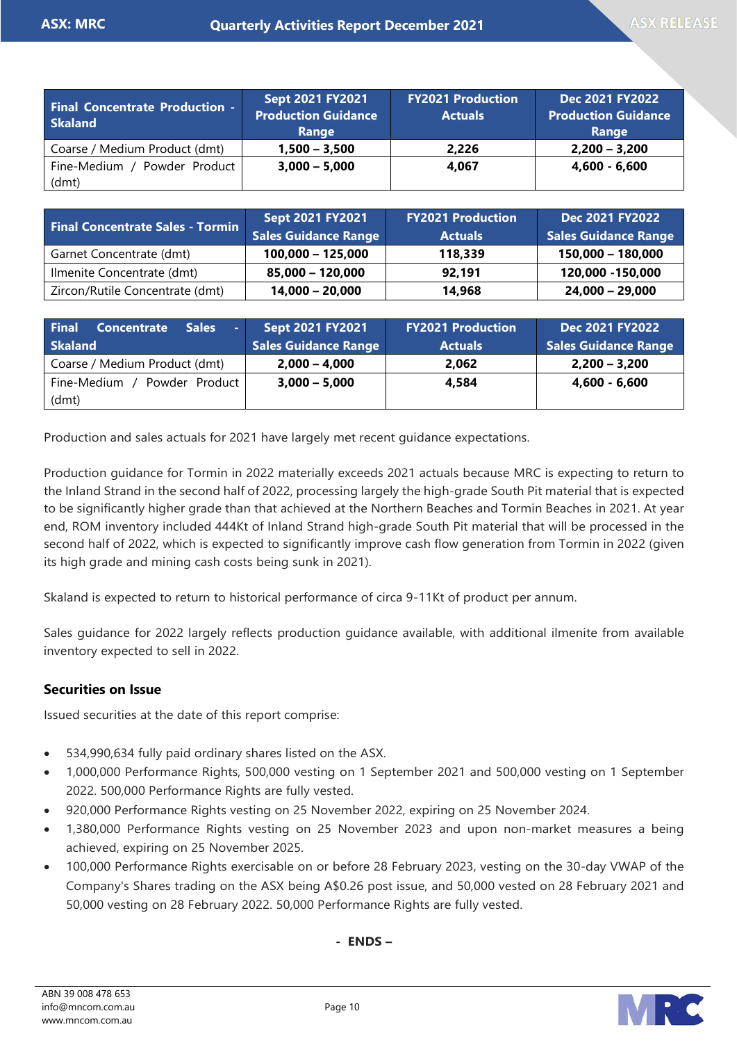| Final Concentrate Production - Skaland | Sept 2021 FY2021 Production Guidance Range | FY2021 Production Actuals | Dec 2021 FY2022 Production Guidance Range |
|---|---|---|---|
| Coarse / Medium Product (dmt) | **1,500 – 3,500** | **2,226** | **2,200 – 3,200** |
| Fine-Medium / Powder Product (dmt) | **3,000 – 5,000** | **4,067** | **4,600 - 6,600** |

| Final Concentrate Sales - Tormin | Sept 2021 FY2021 Sales Guidance Range | FY2021 Production Actuals | Dec 2021 FY2022 Sales Guidance Range |
|---|---|---|---|
| Garnet Concentrate (dmt) | **100,000 – 125,000** | **118,339** | **150,000 – 180,000** |
| Ilmenite Concentrate (dmt) | **85,000 – 120,000** | **92,191** | **120,000 -150,000** |
| Zircon/Rutile Concentrate (dmt) | **14,000 – 20,000** | **14,968** | **24,000 – 29,000** |

| Final Concentrate Sales - Skaland | Sept 2021 FY2021 Sales Guidance Range | FY2021 Production Actuals | Dec 2021 FY2022 Sales Guidance Range |
|---|---|---|---|
| Coarse / Medium Product (dmt) | **2,000 – 4,000** | **2,062** | **2,200 – 3,200** |
| Fine-Medium / Powder Product (dmt) | **3,000 – 5,000** | **4,584** | **4,600 - 6,600** |

Production and sales actuals for 2021 have largely met recent guidance expectations.

Production guidance for Tormin in 2022 materially exceeds 2021 actuals because MRC is expecting to return to the Inland Strand in the second half of 2022, processing largely the high-grade South Pit material that is expected to be significantly higher grade than that achieved at the Northern Beaches and Tormin Beaches in 2021. At year end, ROM inventory included 444Kt of Inland Strand high-grade South Pit material that will be processed in the second half of 2022, which is expected to significantly improve cash flow generation from Tormin in 2022 (given its high grade and mining cash costs being sunk in 2021).

Skaland is expected to return to historical performance of circa 9-11Kt of product per annum.

Sales guidance for 2022 largely reflects production guidance available, with additional ilmenite from available inventory expected to sell in 2022.

### Securities on Issue

Issued securities at the date of this report comprise:

- 534,990,634 fully paid ordinary shares listed on the ASX.
- 1,000,000 Performance Rights, 500,000 vesting on 1 September 2021 and 500,000 vesting on 1 September 2022. 500,000 Performance Rights are fully vested.
- 920,000 Performance Rights vesting on 25 November 2022, expiring on 25 November 2024.
- 1,380,000 Performance Rights vesting on 25 November 2023 and upon non-market measures a being achieved, expiring on 25 November 2025.
- 100,000 Performance Rights exercisable on or before 28 February 2023, vesting on the 30-day VWAP of the Company's Shares trading on the ASX being A$0.26 post issue, and 50,000 vested on 28 February 2021 and 50,000 vesting on 28 February 2022. 50,000 Performance Rights are fully vested.

**- ENDS –**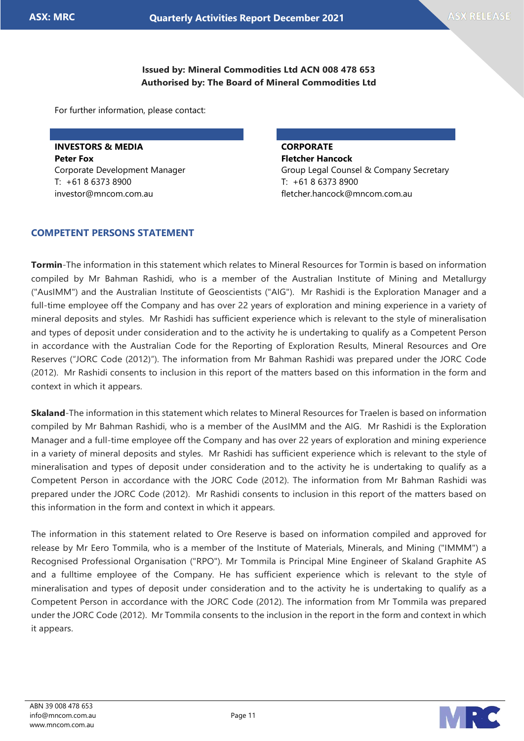**Issued by: Mineral Commodities Ltd ACN 008 478 653**
**Authorised by: The Board of Mineral Commodities Ltd**

For further information, please contact:

**INVESTORS & MEDIA**
**Peter Fox**
Corporate Development Manager
T: +61 8 6373 8900
investor@mncom.com.au

**CORPORATE**
**Fletcher Hancock**
Group Legal Counsel & Company Secretary
T: +61 8 6373 8900
fletcher.hancock@mncom.com.au

## COMPETENT PERSONS STATEMENT

**Tormin**-The information in this statement which relates to Mineral Resources for Tormin is based on information compiled by Mr Bahman Rashidi, who is a member of the Australian Institute of Mining and Metallurgy ("AusIMM") and the Australian Institute of Geoscientists ("AIG"). Mr Rashidi is the Exploration Manager and a full-time employee off the Company and has over 22 years of exploration and mining experience in a variety of mineral deposits and styles. Mr Rashidi has sufficient experience which is relevant to the style of mineralisation and types of deposit under consideration and to the activity he is undertaking to qualify as a Competent Person in accordance with the Australian Code for the Reporting of Exploration Results, Mineral Resources and Ore Reserves ("JORC Code (2012)"). The information from Mr Bahman Rashidi was prepared under the JORC Code (2012). Mr Rashidi consents to inclusion in this report of the matters based on this information in the form and context in which it appears.

**Skaland**-The information in this statement which relates to Mineral Resources for Traelen is based on information compiled by Mr Bahman Rashidi, who is a member of the AusIMM and the AIG. Mr Rashidi is the Exploration Manager and a full-time employee off the Company and has over 22 years of exploration and mining experience in a variety of mineral deposits and styles. Mr Rashidi has sufficient experience which is relevant to the style of mineralisation and types of deposit under consideration and to the activity he is undertaking to qualify as a Competent Person in accordance with the JORC Code (2012). The information from Mr Bahman Rashidi was prepared under the JORC Code (2012). Mr Rashidi consents to inclusion in this report of the matters based on this information in the form and context in which it appears.

The information in this statement related to Ore Reserve is based on information compiled and approved for release by Mr Eero Tommila, who is a member of the Institute of Materials, Minerals, and Mining ("IMMM") a Recognised Professional Organisation ("RPO"). Mr Tommila is Principal Mine Engineer of Skaland Graphite AS and a fulltime employee of the Company. He has sufficient experience which is relevant to the style of mineralisation and types of deposit under consideration and to the activity he is undertaking to qualify as a Competent Person in accordance with the JORC Code (2012). The information from Mr Tommila was prepared under the JORC Code (2012). Mr Tommila consents to the inclusion in the report in the form and context in which it appears.